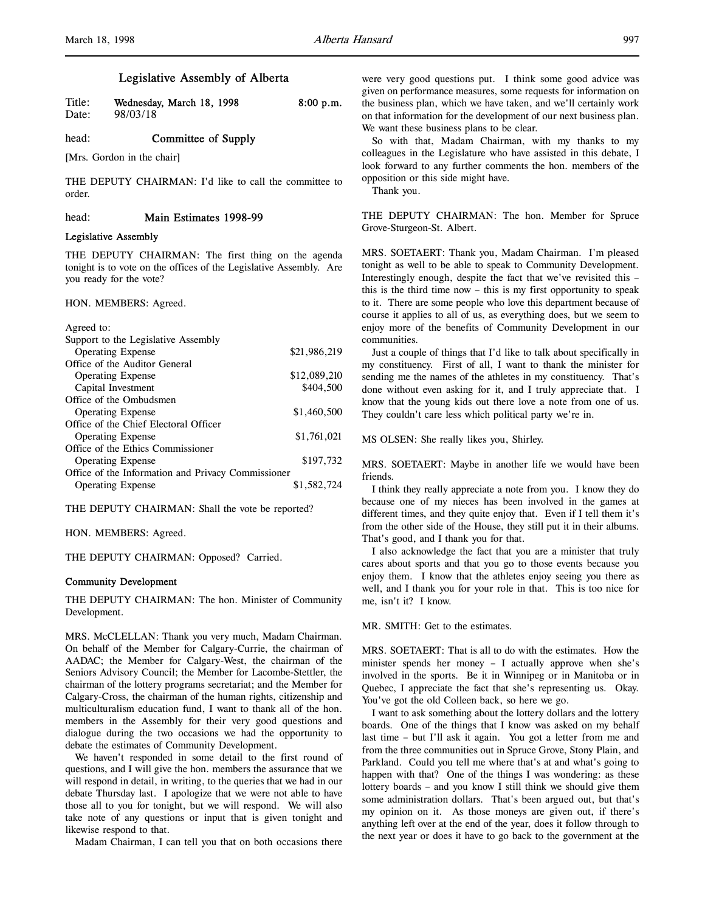# Legislative Assembly of Alberta

Title: **Wednesday, March 18, 1998** **8:00 p.m.**
Date: 98/03/18

head: **Committee of Supply**

[Mrs. Gordon in the chair]

THE DEPUTY CHAIRMAN: I'd like to call the committee to order.

head: **Main Estimates 1998-99**

**Legislative Assembly**

THE DEPUTY CHAIRMAN: The first thing on the agenda tonight is to vote on the offices of the Legislative Assembly. Are you ready for the vote?

HON. MEMBERS: Agreed.

| Agreed to: | |
|---|---|
| Support to the Legislative Assembly | |
| Operating Expense | $21,986,219 |
| Office of the Auditor General | |
| Operating Expense | $12,089,210 |
| Capital Investment | $404,500 |
| Office of the Ombudsmen | |
| Operating Expense | $1,460,500 |
| Office of the Chief Electoral Officer | |
| Operating Expense | $1,761,021 |
| Office of the Ethics Commissioner | |
| Operating Expense | $197,732 |
| Office of the Information and Privacy Commissioner | |
| Operating Expense | $1,582,724 |

THE DEPUTY CHAIRMAN: Shall the vote be reported?

HON. MEMBERS: Agreed.

THE DEPUTY CHAIRMAN: Opposed? Carried.

**Community Development**

THE DEPUTY CHAIRMAN: The hon. Minister of Community Development.

MRS. McCLELLAN: Thank you very much, Madam Chairman. On behalf of the Member for Calgary-Currie, the chairman of AADAC; the Member for Calgary-West, the chairman of the Seniors Advisory Council; the Member for Lacombe-Stettler, the chairman of the lottery programs secretariat; and the Member for Calgary-Cross, the chairman of the human rights, citizenship and multiculturalism education fund, I want to thank all of the hon. members in the Assembly for their very good questions and dialogue during the two occasions we had the opportunity to debate the estimates of Community Development.

We haven't responded in some detail to the first round of questions, and I will give the hon. members the assurance that we will respond in detail, in writing, to the queries that we had in our debate Thursday last. I apologize that we were not able to have those all to you for tonight, but we will respond. We will also take note of any questions or input that is given tonight and likewise respond to that.

Madam Chairman, I can tell you that on both occasions there were very good questions put. I think some good advice was given on performance measures, some requests for information on the business plan, which we have taken, and we'll certainly work on that information for the development of our next business plan. We want these business plans to be clear.

So with that, Madam Chairman, with my thanks to my colleagues in the Legislature who have assisted in this debate, I look forward to any further comments the hon. members of the opposition or this side might have.

Thank you.

THE DEPUTY CHAIRMAN: The hon. Member for Spruce Grove-Sturgeon-St. Albert.

MRS. SOETAERT: Thank you, Madam Chairman. I'm pleased tonight as well to be able to speak to Community Development. Interestingly enough, despite the fact that we've revisited this – this is the third time now – this is my first opportunity to speak to it. There are some people who love this department because of course it applies to all of us, as everything does, but we seem to enjoy more of the benefits of Community Development in our communities.

Just a couple of things that I'd like to talk about specifically in my constituency. First of all, I want to thank the minister for sending me the names of the athletes in my constituency. That's done without even asking for it, and I truly appreciate that. I know that the young kids out there love a note from one of us. They couldn't care less which political party we're in.

MS OLSEN: She really likes you, Shirley.

MRS. SOETAERT: Maybe in another life we would have been friends.

I think they really appreciate a note from you. I know they do because one of my nieces has been involved in the games at different times, and they quite enjoy that. Even if I tell them it's from the other side of the House, they still put it in their albums. That's good, and I thank you for that.

I also acknowledge the fact that you are a minister that truly cares about sports and that you go to those events because you enjoy them. I know that the athletes enjoy seeing you there as well, and I thank you for your role in that. This is too nice for me, isn't it? I know.

MR. SMITH: Get to the estimates.

MRS. SOETAERT: That is all to do with the estimates. How the minister spends her money – I actually approve when she's involved in the sports. Be it in Winnipeg or in Manitoba or in Quebec, I appreciate the fact that she's representing us. Okay. You've got the old Colleen back, so here we go.

I want to ask something about the lottery dollars and the lottery boards. One of the things that I know was asked on my behalf last time – but I'll ask it again. You got a letter from me and from the three communities out in Spruce Grove, Stony Plain, and Parkland. Could you tell me where that's at and what's going to happen with that? One of the things I was wondering: as these lottery boards – and you know I still think we should give them some administration dollars. That's been argued out, but that's my opinion on it. As those moneys are given out, if there's anything left over at the end of the year, does it follow through to the next year or does it have to go back to the government at the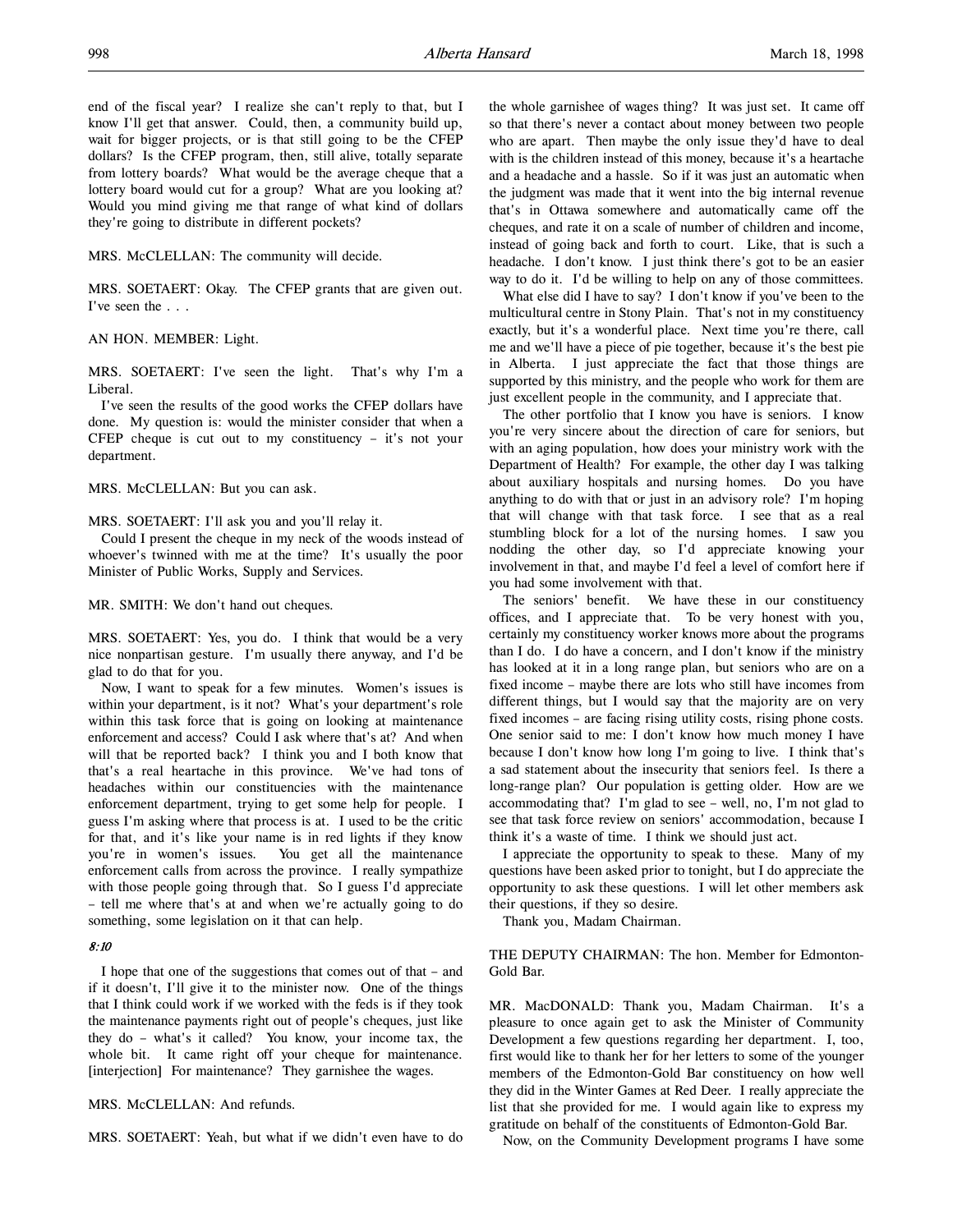end of the fiscal year? I realize she can't reply to that, but I know I'll get that answer. Could, then, a community build up, wait for bigger projects, or is that still going to be the CFEP dollars? Is the CFEP program, then, still alive, totally separate from lottery boards? What would be the average cheque that a lottery board would cut for a group? What are you looking at? Would you mind giving me that range of what kind of dollars they're going to distribute in different pockets?

MRS. McCLELLAN: The community will decide.

MRS. SOETAERT: Okay. The CFEP grants that are given out. I've seen the . . .

AN HON. MEMBER: Light.

MRS. SOETAERT: I've seen the light. That's why I'm a Liberal.

I've seen the results of the good works the CFEP dollars have done. My question is: would the minister consider that when a CFEP cheque is cut out to my constituency – it's not your department.

MRS. McCLELLAN: But you can ask.

MRS. SOETAERT: I'll ask you and you'll relay it.

Could I present the cheque in my neck of the woods instead of whoever's twinned with me at the time? It's usually the poor Minister of Public Works, Supply and Services.

MR. SMITH: We don't hand out cheques.

MRS. SOETAERT: Yes, you do. I think that would be a very nice nonpartisan gesture. I'm usually there anyway, and I'd be glad to do that for you.

Now, I want to speak for a few minutes. Women's issues is within your department, is it not? What's your department's role within this task force that is going on looking at maintenance enforcement and access? Could I ask where that's at? And when will that be reported back? I think you and I both know that that's a real heartache in this province. We've had tons of headaches within our constituencies with the maintenance enforcement department, trying to get some help for people. I guess I'm asking where that process is at. I used to be the critic for that, and it's like your name is in red lights if they know you're in women's issues. You get all the maintenance enforcement calls from across the province. I really sympathize with those people going through that. So I guess I'd appreciate – tell me where that's at and when we're actually going to do something, some legislation on it that can help.

*8:10*

I hope that one of the suggestions that comes out of that – and if it doesn't, I'll give it to the minister now. One of the things that I think could work if we worked with the feds is if they took the maintenance payments right out of people's cheques, just like they do – what's it called? You know, your income tax, the whole bit. It came right off your cheque for maintenance. [interjection] For maintenance? They garnishee the wages.

MRS. McCLELLAN: And refunds.

MRS. SOETAERT: Yeah, but what if we didn't even have to do the whole garnishee of wages thing? It was just set. It came off so that there's never a contact about money between two people who are apart. Then maybe the only issue they'd have to deal with is the children instead of this money, because it's a heartache and a headache and a hassle. So if it was just an automatic when the judgment was made that it went into the big internal revenue that's in Ottawa somewhere and automatically came off the cheques, and rate it on a scale of number of children and income, instead of going back and forth to court. Like, that is such a headache. I don't know. I just think there's got to be an easier way to do it. I'd be willing to help on any of those committees.

What else did I have to say? I don't know if you've been to the multicultural centre in Stony Plain. That's not in my constituency exactly, but it's a wonderful place. Next time you're there, call me and we'll have a piece of pie together, because it's the best pie in Alberta. I just appreciate the fact that those things are supported by this ministry, and the people who work for them are just excellent people in the community, and I appreciate that.

The other portfolio that I know you have is seniors. I know you're very sincere about the direction of care for seniors, but with an aging population, how does your ministry work with the Department of Health? For example, the other day I was talking about auxiliary hospitals and nursing homes. Do you have anything to do with that or just in an advisory role? I'm hoping that will change with that task force. I see that as a real stumbling block for a lot of the nursing homes. I saw you nodding the other day, so I'd appreciate knowing your involvement in that, and maybe I'd feel a level of comfort here if you had some involvement with that.

The seniors' benefit. We have these in our constituency offices, and I appreciate that. To be very honest with you, certainly my constituency worker knows more about the programs than I do. I do have a concern, and I don't know if the ministry has looked at it in a long range plan, but seniors who are on a fixed income – maybe there are lots who still have incomes from different things, but I would say that the majority are on very fixed incomes – are facing rising utility costs, rising phone costs. One senior said to me: I don't know how much money I have because I don't know how long I'm going to live. I think that's a sad statement about the insecurity that seniors feel. Is there a long-range plan? Our population is getting older. How are we accommodating that? I'm glad to see – well, no, I'm not glad to see that task force review on seniors' accommodation, because I think it's a waste of time. I think we should just act.

I appreciate the opportunity to speak to these. Many of my questions have been asked prior to tonight, but I do appreciate the opportunity to ask these questions. I will let other members ask their questions, if they so desire.

Thank you, Madam Chairman.

THE DEPUTY CHAIRMAN: The hon. Member for Edmonton-Gold Bar.

MR. MacDONALD: Thank you, Madam Chairman. It's a pleasure to once again get to ask the Minister of Community Development a few questions regarding her department. I, too, first would like to thank her for her letters to some of the younger members of the Edmonton-Gold Bar constituency on how well they did in the Winter Games at Red Deer. I really appreciate the list that she provided for me. I would again like to express my gratitude on behalf of the constituents of Edmonton-Gold Bar.

Now, on the Community Development programs I have some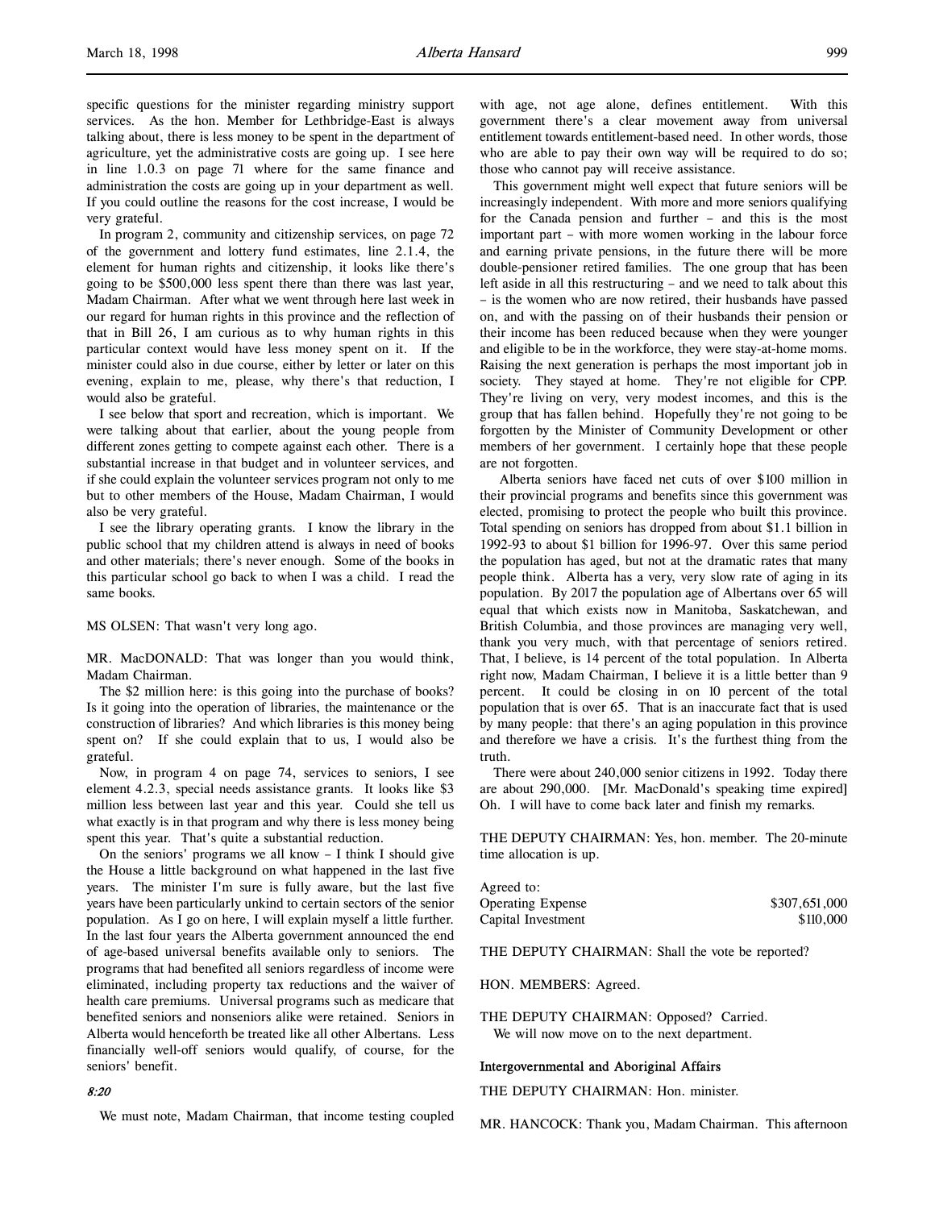specific questions for the minister regarding ministry support services. As the hon. Member for Lethbridge-East is always talking about, there is less money to be spent in the department of agriculture, yet the administrative costs are going up. I see here in line 1.0.3 on page 71 where for the same finance and administration the costs are going up in your department as well. If you could outline the reasons for the cost increase, I would be very grateful.

In program 2, community and citizenship services, on page 72 of the government and lottery fund estimates, line 2.1.4, the element for human rights and citizenship, it looks like there's going to be $500,000 less spent there than there was last year, Madam Chairman. After what we went through here last week in our regard for human rights in this province and the reflection of that in Bill 26, I am curious as to why human rights in this particular context would have less money spent on it. If the minister could also in due course, either by letter or later on this evening, explain to me, please, why there's that reduction, I would also be grateful.

I see below that sport and recreation, which is important. We were talking about that earlier, about the young people from different zones getting to compete against each other. There is a substantial increase in that budget and in volunteer services, and if she could explain the volunteer services program not only to me but to other members of the House, Madam Chairman, I would also be very grateful.

I see the library operating grants. I know the library in the public school that my children attend is always in need of books and other materials; there's never enough. Some of the books in this particular school go back to when I was a child. I read the same books.

MS OLSEN: That wasn't very long ago.

MR. MacDONALD: That was longer than you would think, Madam Chairman.

The $2 million here: is this going into the purchase of books? Is it going into the operation of libraries, the maintenance or the construction of libraries? And which libraries is this money being spent on? If she could explain that to us, I would also be grateful.

Now, in program 4 on page 74, services to seniors, I see element 4.2.3, special needs assistance grants. It looks like $3 million less between last year and this year. Could she tell us what exactly is in that program and why there is less money being spent this year. That's quite a substantial reduction.

On the seniors' programs we all know – I think I should give the House a little background on what happened in the last five years. The minister I'm sure is fully aware, but the last five years have been particularly unkind to certain sectors of the senior population. As I go on here, I will explain myself a little further. In the last four years the Alberta government announced the end of age-based universal benefits available only to seniors. The programs that had benefited all seniors regardless of income were eliminated, including property tax reductions and the waiver of health care premiums. Universal programs such as medicare that benefited seniors and nonseniors alike were retained. Seniors in Alberta would henceforth be treated like all other Albertans. Less financially well-off seniors would qualify, of course, for the seniors' benefit.

*8:20*

We must note, Madam Chairman, that income testing coupled with age, not age alone, defines entitlement. With this government there's a clear movement away from universal entitlement towards entitlement-based need. In other words, those who are able to pay their own way will be required to do so; those who cannot pay will receive assistance.

This government might well expect that future seniors will be increasingly independent. With more and more seniors qualifying for the Canada pension and further – and this is the most important part – with more women working in the labour force and earning private pensions, in the future there will be more double-pensioner retired families. The one group that has been left aside in all this restructuring – and we need to talk about this – is the women who are now retired, their husbands have passed on, and with the passing on of their husbands their pension or their income has been reduced because when they were younger and eligible to be in the workforce, they were stay-at-home moms. Raising the next generation is perhaps the most important job in society. They stayed at home. They're not eligible for CPP. They're living on very, very modest incomes, and this is the group that has fallen behind. Hopefully they're not going to be forgotten by the Minister of Community Development or other members of her government. I certainly hope that these people are not forgotten.

Alberta seniors have faced net cuts of over $100 million in their provincial programs and benefits since this government was elected, promising to protect the people who built this province. Total spending on seniors has dropped from about $1.1 billion in 1992-93 to about $1 billion for 1996-97. Over this same period the population has aged, but not at the dramatic rates that many people think. Alberta has a very, very slow rate of aging in its population. By 2017 the population age of Albertans over 65 will equal that which exists now in Manitoba, Saskatchewan, and British Columbia, and those provinces are managing very well, thank you very much, with that percentage of seniors retired. That, I believe, is 14 percent of the total population. In Alberta right now, Madam Chairman, I believe it is a little better than 9 percent. It could be closing in on 10 percent of the total population that is over 65. That is an inaccurate fact that is used by many people: that there's an aging population in this province and therefore we have a crisis. It's the furthest thing from the truth.

There were about 240,000 senior citizens in 1992. Today there are about 290,000. [Mr. MacDonald's speaking time expired] Oh. I will have to come back later and finish my remarks.

THE DEPUTY CHAIRMAN: Yes, hon. member. The 20-minute time allocation is up.

Agreed to:

| | |
|---|---|
| Operating Expense | $307,651,000 |
| Capital Investment | $110,000 |

THE DEPUTY CHAIRMAN: Shall the vote be reported?

HON. MEMBERS: Agreed.

THE DEPUTY CHAIRMAN: Opposed? Carried.
We will now move on to the next department.

**Intergovernmental and Aboriginal Affairs**

THE DEPUTY CHAIRMAN: Hon. minister.

MR. HANCOCK: Thank you, Madam Chairman. This afternoon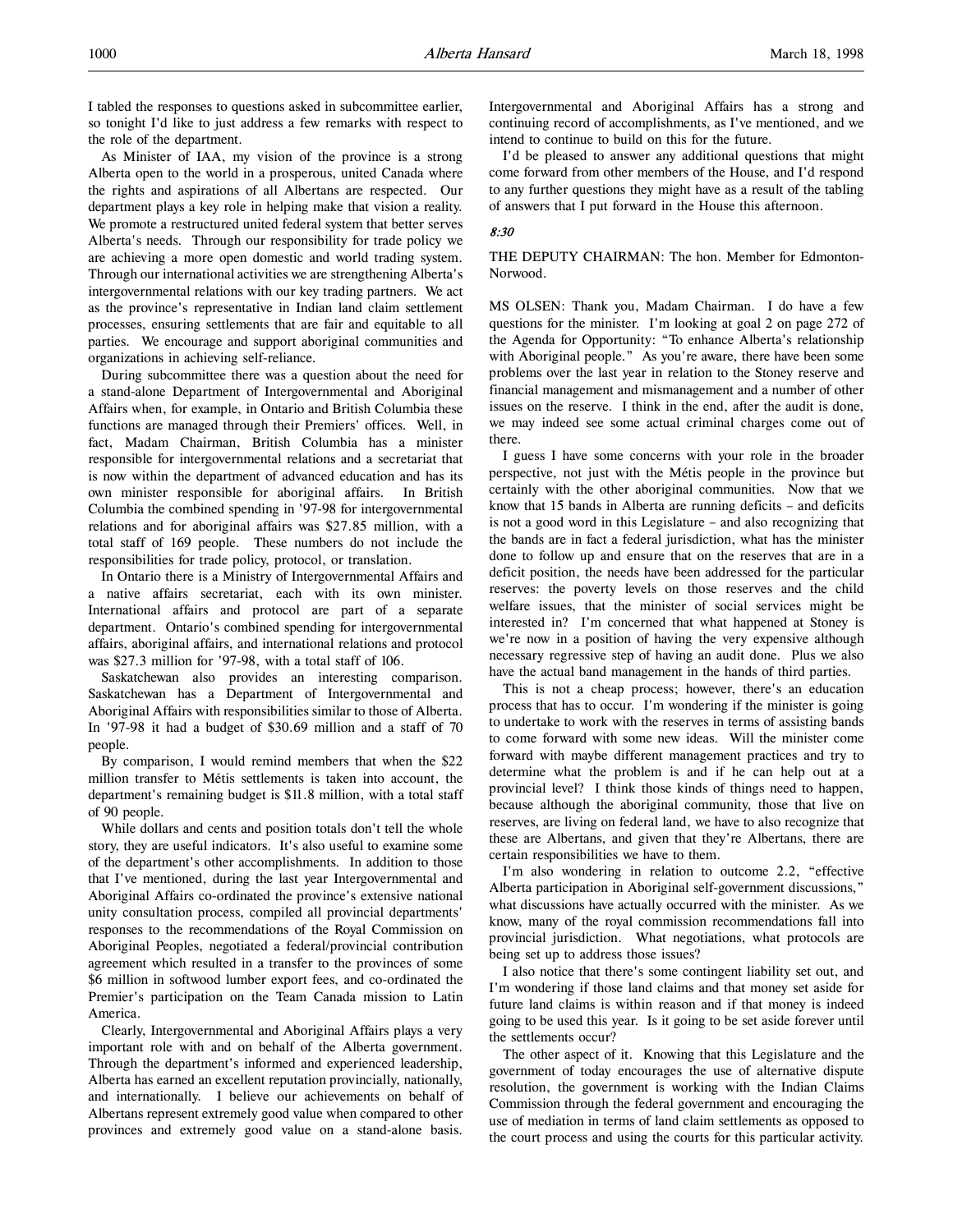I tabled the responses to questions asked in subcommittee earlier, so tonight I'd like to just address a few remarks with respect to the role of the department.

As Minister of IAA, my vision of the province is a strong Alberta open to the world in a prosperous, united Canada where the rights and aspirations of all Albertans are respected. Our department plays a key role in helping make that vision a reality. We promote a restructured united federal system that better serves Alberta's needs. Through our responsibility for trade policy we are achieving a more open domestic and world trading system. Through our international activities we are strengthening Alberta's intergovernmental relations with our key trading partners. We act as the province's representative in Indian land claim settlement processes, ensuring settlements that are fair and equitable to all parties. We encourage and support aboriginal communities and organizations in achieving self-reliance.

During subcommittee there was a question about the need for a stand-alone Department of Intergovernmental and Aboriginal Affairs when, for example, in Ontario and British Columbia these functions are managed through their Premiers' offices. Well, in fact, Madam Chairman, British Columbia has a minister responsible for intergovernmental relations and a secretariat that is now within the department of advanced education and has its own minister responsible for aboriginal affairs. In British Columbia the combined spending in '97-98 for intergovernmental relations and for aboriginal affairs was $27.85 million, with a total staff of 169 people. These numbers do not include the responsibilities for trade policy, protocol, or translation.

In Ontario there is a Ministry of Intergovernmental Affairs and a native affairs secretariat, each with its own minister. International affairs and protocol are part of a separate department. Ontario's combined spending for intergovernmental affairs, aboriginal affairs, and international relations and protocol was $27.3 million for '97-98, with a total staff of 106.

Saskatchewan also provides an interesting comparison. Saskatchewan has a Department of Intergovernmental and Aboriginal Affairs with responsibilities similar to those of Alberta. In '97-98 it had a budget of $30.69 million and a staff of 70 people.

By comparison, I would remind members that when the $22 million transfer to Métis settlements is taken into account, the department's remaining budget is $11.8 million, with a total staff of 90 people.

While dollars and cents and position totals don't tell the whole story, they are useful indicators. It's also useful to examine some of the department's other accomplishments. In addition to those that I've mentioned, during the last year Intergovernmental and Aboriginal Affairs co-ordinated the province's extensive national unity consultation process, compiled all provincial departments' responses to the recommendations of the Royal Commission on Aboriginal Peoples, negotiated a federal/provincial contribution agreement which resulted in a transfer to the provinces of some $6 million in softwood lumber export fees, and co-ordinated the Premier's participation on the Team Canada mission to Latin America.

Clearly, Intergovernmental and Aboriginal Affairs plays a very important role with and on behalf of the Alberta government. Through the department's informed and experienced leadership, Alberta has earned an excellent reputation provincially, nationally, and internationally. I believe our achievements on behalf of Albertans represent extremely good value when compared to other provinces and extremely good value on a stand-alone basis. Intergovernmental and Aboriginal Affairs has a strong and continuing record of accomplishments, as I've mentioned, and we intend to continue to build on this for the future.

I'd be pleased to answer any additional questions that might come forward from other members of the House, and I'd respond to any further questions they might have as a result of the tabling of answers that I put forward in the House this afternoon.

*8:30*

THE DEPUTY CHAIRMAN: The hon. Member for Edmonton-Norwood.

MS OLSEN: Thank you, Madam Chairman. I do have a few questions for the minister. I'm looking at goal 2 on page 272 of the Agenda for Opportunity: "To enhance Alberta's relationship with Aboriginal people." As you're aware, there have been some problems over the last year in relation to the Stoney reserve and financial management and mismanagement and a number of other issues on the reserve. I think in the end, after the audit is done, we may indeed see some actual criminal charges come out of there.

I guess I have some concerns with your role in the broader perspective, not just with the Métis people in the province but certainly with the other aboriginal communities. Now that we know that 15 bands in Alberta are running deficits – and deficits is not a good word in this Legislature – and also recognizing that the bands are in fact a federal jurisdiction, what has the minister done to follow up and ensure that on the reserves that are in a deficit position, the needs have been addressed for the particular reserves: the poverty levels on those reserves and the child welfare issues, that the minister of social services might be interested in? I'm concerned that what happened at Stoney is we're now in a position of having the very expensive although necessary regressive step of having an audit done. Plus we also have the actual band management in the hands of third parties.

This is not a cheap process; however, there's an education process that has to occur. I'm wondering if the minister is going to undertake to work with the reserves in terms of assisting bands to come forward with some new ideas. Will the minister come forward with maybe different management practices and try to determine what the problem is and if he can help out at a provincial level? I think those kinds of things need to happen, because although the aboriginal community, those that live on reserves, are living on federal land, we have to also recognize that these are Albertans, and given that they're Albertans, there are certain responsibilities we have to them.

I'm also wondering in relation to outcome 2.2, "effective Alberta participation in Aboriginal self-government discussions," what discussions have actually occurred with the minister. As we know, many of the royal commission recommendations fall into provincial jurisdiction. What negotiations, what protocols are being set up to address those issues?

I also notice that there's some contingent liability set out, and I'm wondering if those land claims and that money set aside for future land claims is within reason and if that money is indeed going to be used this year. Is it going to be set aside forever until the settlements occur?

The other aspect of it. Knowing that this Legislature and the government of today encourages the use of alternative dispute resolution, the government is working with the Indian Claims Commission through the federal government and encouraging the use of mediation in terms of land claim settlements as opposed to the court process and using the courts for this particular activity.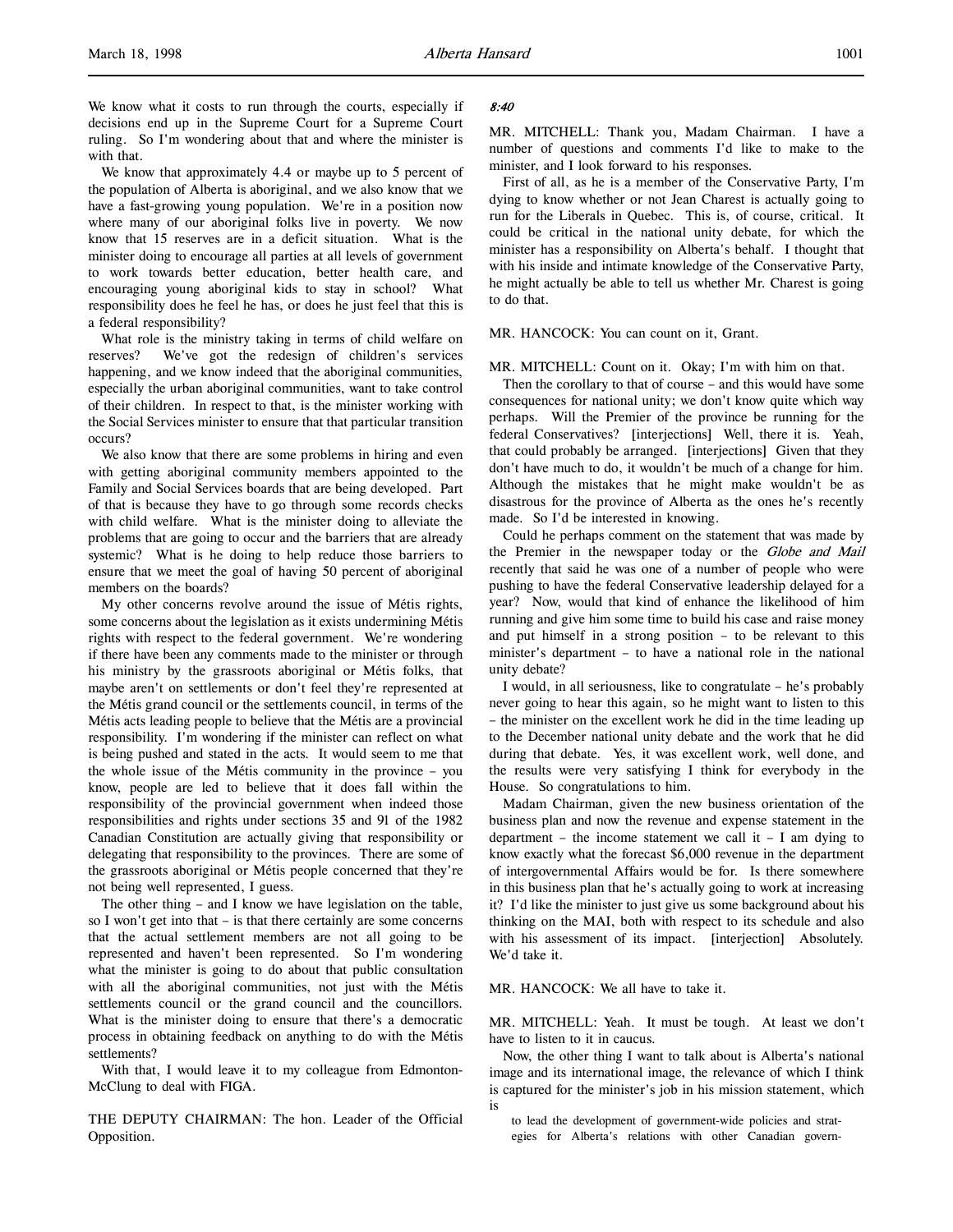We know what it costs to run through the courts, especially if decisions end up in the Supreme Court for a Supreme Court ruling. So I'm wondering about that and where the minister is with that.

We know that approximately 4.4 or maybe up to 5 percent of the population of Alberta is aboriginal, and we also know that we have a fast-growing young population. We're in a position now where many of our aboriginal folks live in poverty. We now know that 15 reserves are in a deficit situation. What is the minister doing to encourage all parties at all levels of government to work towards better education, better health care, and encouraging young aboriginal kids to stay in school? What responsibility does he feel he has, or does he just feel that this is a federal responsibility?

What role is the ministry taking in terms of child welfare on reserves? We've got the redesign of children's services happening, and we know indeed that the aboriginal communities, especially the urban aboriginal communities, want to take control of their children. In respect to that, is the minister working with the Social Services minister to ensure that that particular transition occurs?

We also know that there are some problems in hiring and even with getting aboriginal community members appointed to the Family and Social Services boards that are being developed. Part of that is because they have to go through some records checks with child welfare. What is the minister doing to alleviate the problems that are going to occur and the barriers that are already systemic? What is he doing to help reduce those barriers to ensure that we meet the goal of having 50 percent of aboriginal members on the boards?

My other concerns revolve around the issue of Métis rights, some concerns about the legislation as it exists undermining Métis rights with respect to the federal government. We're wondering if there have been any comments made to the minister or through his ministry by the grassroots aboriginal or Métis folks, that maybe aren't on settlements or don't feel they're represented at the Métis grand council or the settlements council, in terms of the Métis acts leading people to believe that the Métis are a provincial responsibility. I'm wondering if the minister can reflect on what is being pushed and stated in the acts. It would seem to me that the whole issue of the Métis community in the province – you know, people are led to believe that it does fall within the responsibility of the provincial government when indeed those responsibilities and rights under sections 35 and 91 of the 1982 Canadian Constitution are actually giving that responsibility or delegating that responsibility to the provinces. There are some of the grassroots aboriginal or Métis people concerned that they're not being well represented, I guess.

The other thing – and I know we have legislation on the table, so I won't get into that – is that there certainly are some concerns that the actual settlement members are not all going to be represented and haven't been represented. So I'm wondering what the minister is going to do about that public consultation with all the aboriginal communities, not just with the Métis settlements council or the grand council and the councillors. What is the minister doing to ensure that there's a democratic process in obtaining feedback on anything to do with the Métis settlements?

With that, I would leave it to my colleague from Edmonton-McClung to deal with FIGA.

THE DEPUTY CHAIRMAN: The hon. Leader of the Official Opposition.

*8:40*

MR. MITCHELL: Thank you, Madam Chairman. I have a number of questions and comments I'd like to make to the minister, and I look forward to his responses.

First of all, as he is a member of the Conservative Party, I'm dying to know whether or not Jean Charest is actually going to run for the Liberals in Quebec. This is, of course, critical. It could be critical in the national unity debate, for which the minister has a responsibility on Alberta's behalf. I thought that with his inside and intimate knowledge of the Conservative Party, he might actually be able to tell us whether Mr. Charest is going to do that.

MR. HANCOCK: You can count on it, Grant.

MR. MITCHELL: Count on it. Okay; I'm with him on that.

Then the corollary to that of course – and this would have some consequences for national unity; we don't know quite which way perhaps. Will the Premier of the province be running for the federal Conservatives? [interjections] Well, there it is. Yeah, that could probably be arranged. [interjections] Given that they don't have much to do, it wouldn't be much of a change for him. Although the mistakes that he might make wouldn't be as disastrous for the province of Alberta as the ones he's recently made. So I'd be interested in knowing.

Could he perhaps comment on the statement that was made by the Premier in the newspaper today or the *Globe and Mail* recently that said he was one of a number of people who were pushing to have the federal Conservative leadership delayed for a year? Now, would that kind of enhance the likelihood of him running and give him some time to build his case and raise money and put himself in a strong position – to be relevant to this minister's department – to have a national role in the national unity debate?

I would, in all seriousness, like to congratulate – he's probably never going to hear this again, so he might want to listen to this – the minister on the excellent work he did in the time leading up to the December national unity debate and the work that he did during that debate. Yes, it was excellent work, well done, and the results were very satisfying I think for everybody in the House. So congratulations to him.

Madam Chairman, given the new business orientation of the business plan and now the revenue and expense statement in the department – the income statement we call it – I am dying to know exactly what the forecast $6,000 revenue in the department of intergovernmental Affairs would be for. Is there somewhere in this business plan that he's actually going to work at increasing it? I'd like the minister to just give us some background about his thinking on the MAI, both with respect to its schedule and also with his assessment of its impact. [interjection] Absolutely. We'd take it.

MR. HANCOCK: We all have to take it.

MR. MITCHELL: Yeah. It must be tough. At least we don't have to listen to it in caucus.

Now, the other thing I want to talk about is Alberta's national image and its international image, the relevance of which I think is captured for the minister's job in his mission statement, which is

> to lead the development of government-wide policies and strategies for Alberta's relations with other Canadian govern-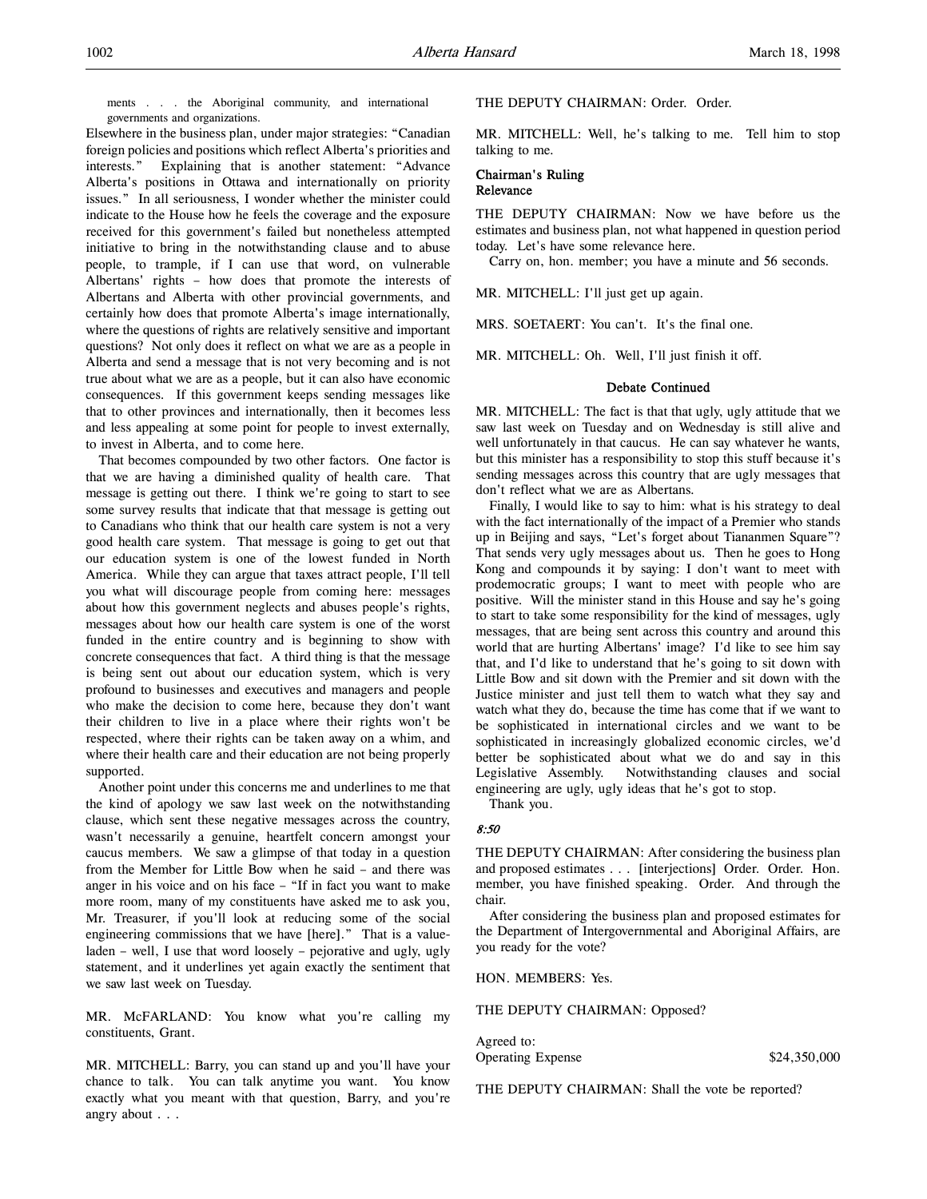ments . . . the Aboriginal community, and international governments and organizations.

Elsewhere in the business plan, under major strategies: "Canadian foreign policies and positions which reflect Alberta's priorities and interests." Explaining that is another statement: "Advance Alberta's positions in Ottawa and internationally on priority issues." In all seriousness, I wonder whether the minister could indicate to the House how he feels the coverage and the exposure received for this government's failed but nonetheless attempted initiative to bring in the notwithstanding clause and to abuse people, to trample, if I can use that word, on vulnerable Albertans' rights – how does that promote the interests of Albertans and Alberta with other provincial governments, and certainly how does that promote Alberta's image internationally, where the questions of rights are relatively sensitive and important questions? Not only does it reflect on what we are as a people in Alberta and send a message that is not very becoming and is not true about what we are as a people, but it can also have economic consequences. If this government keeps sending messages like that to other provinces and internationally, then it becomes less and less appealing at some point for people to invest externally, to invest in Alberta, and to come here.

That becomes compounded by two other factors. One factor is that we are having a diminished quality of health care. That message is getting out there. I think we're going to start to see some survey results that indicate that that message is getting out to Canadians who think that our health care system is not a very good health care system. That message is going to get out that our education system is one of the lowest funded in North America. While they can argue that taxes attract people, I'll tell you what will discourage people from coming here: messages about how this government neglects and abuses people's rights, messages about how our health care system is one of the worst funded in the entire country and is beginning to show with concrete consequences that fact. A third thing is that the message is being sent out about our education system, which is very profound to businesses and executives and managers and people who make the decision to come here, because they don't want their children to live in a place where their rights won't be respected, where their rights can be taken away on a whim, and where their health care and their education are not being properly supported.

Another point under this concerns me and underlines to me that the kind of apology we saw last week on the notwithstanding clause, which sent these negative messages across the country, wasn't necessarily a genuine, heartfelt concern amongst your caucus members. We saw a glimpse of that today in a question from the Member for Little Bow when he said – and there was anger in his voice and on his face – "If in fact you want to make more room, many of my constituents have asked me to ask you, Mr. Treasurer, if you'll look at reducing some of the social engineering commissions that we have [here]." That is a value-laden – well, I use that word loosely – pejorative and ugly, ugly statement, and it underlines yet again exactly the sentiment that we saw last week on Tuesday.

MR. McFARLAND: You know what you're calling my constituents, Grant.

MR. MITCHELL: Barry, you can stand up and you'll have your chance to talk. You can talk anytime you want. You know exactly what you meant with that question, Barry, and you're angry about . . .

THE DEPUTY CHAIRMAN: Order. Order.

MR. MITCHELL: Well, he's talking to me. Tell him to stop talking to me.

**Chairman's Ruling**
**Relevance**

THE DEPUTY CHAIRMAN: Now we have before us the estimates and business plan, not what happened in question period today. Let's have some relevance here.

Carry on, hon. member; you have a minute and 56 seconds.

MR. MITCHELL: I'll just get up again.

MRS. SOETAERT: You can't. It's the final one.

MR. MITCHELL: Oh. Well, I'll just finish it off.

**Debate Continued**

MR. MITCHELL: The fact is that that ugly, ugly attitude that we saw last week on Tuesday and on Wednesday is still alive and well unfortunately in that caucus. He can say whatever he wants, but this minister has a responsibility to stop this stuff because it's sending messages across this country that are ugly messages that don't reflect what we are as Albertans.

Finally, I would like to say to him: what is his strategy to deal with the fact internationally of the impact of a Premier who stands up in Beijing and says, "Let's forget about Tiananmen Square"? That sends very ugly messages about us. Then he goes to Hong Kong and compounds it by saying: I don't want to meet with prodemocratic groups; I want to meet with people who are positive. Will the minister stand in this House and say he's going to start to take some responsibility for the kind of messages, ugly messages, that are being sent across this country and around this world that are hurting Albertans' image? I'd like to see him say that, and I'd like to understand that he's going to sit down with Little Bow and sit down with the Premier and sit down with the Justice minister and just tell them to watch what they say and watch what they do, because the time has come that if we want to be sophisticated in international circles and we want to be sophisticated in increasingly globalized economic circles, we'd better be sophisticated about what we do and say in this Legislative Assembly. Notwithstanding clauses and social engineering are ugly, ugly ideas that he's got to stop.

Thank you.

*8:50*

THE DEPUTY CHAIRMAN: After considering the business plan and proposed estimates . . . [interjections] Order. Order. Hon. member, you have finished speaking. Order. And through the chair.

After considering the business plan and proposed estimates for the Department of Intergovernmental and Aboriginal Affairs, are you ready for the vote?

HON. MEMBERS: Yes.

THE DEPUTY CHAIRMAN: Opposed?

Agreed to:
Operating Expense $24,350,000

THE DEPUTY CHAIRMAN: Shall the vote be reported?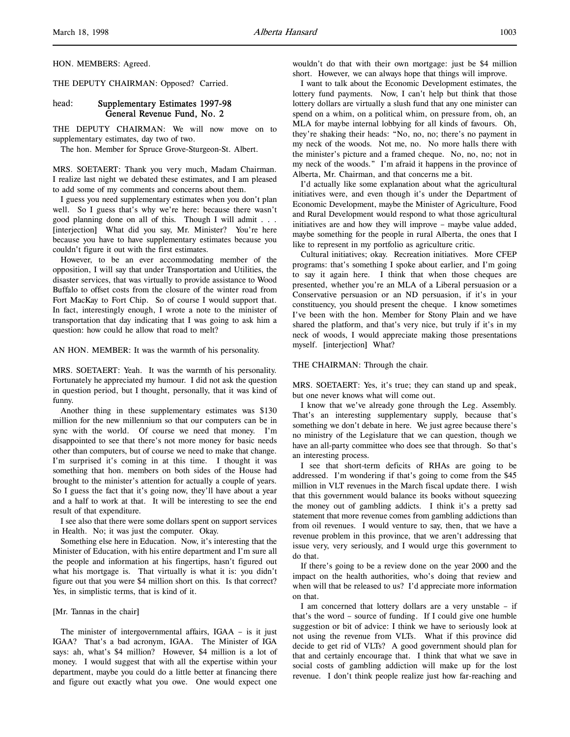HON. MEMBERS: Agreed.

THE DEPUTY CHAIRMAN: Opposed? Carried.

head: **Supplementary Estimates 1997-98 General Revenue Fund, No. 2**

THE DEPUTY CHAIRMAN: We will now move on to supplementary estimates, day two of two.

The hon. Member for Spruce Grove-Sturgeon-St. Albert.

MRS. SOETAERT: Thank you very much, Madam Chairman. I realize last night we debated these estimates, and I am pleased to add some of my comments and concerns about them.

I guess you need supplementary estimates when you don't plan well. So I guess that's why we're here: because there wasn't good planning done on all of this. Though I will admit . . . [interjection] What did you say, Mr. Minister? You're here because you have to have supplementary estimates because you couldn't figure it out with the first estimates.

However, to be an ever accommodating member of the opposition, I will say that under Transportation and Utilities, the disaster services, that was virtually to provide assistance to Wood Buffalo to offset costs from the closure of the winter road from Fort MacKay to Fort Chip. So of course I would support that. In fact, interestingly enough, I wrote a note to the minister of transportation that day indicating that I was going to ask him a question: how could he allow that road to melt?

AN HON. MEMBER: It was the warmth of his personality.

MRS. SOETAERT: Yeah. It was the warmth of his personality. Fortunately he appreciated my humour. I did not ask the question in question period, but I thought, personally, that it was kind of funny.

Another thing in these supplementary estimates was $130 million for the new millennium so that our computers can be in sync with the world. Of course we need that money. I'm disappointed to see that there's not more money for basic needs other than computers, but of course we need to make that change. I'm surprised it's coming in at this time. I thought it was something that hon. members on both sides of the House had brought to the minister's attention for actually a couple of years. So I guess the fact that it's going now, they'll have about a year and a half to work at that. It will be interesting to see the end result of that expenditure.

I see also that there were some dollars spent on support services in Health. No; it was just the computer. Okay.

Something else here in Education. Now, it's interesting that the Minister of Education, with his entire department and I'm sure all the people and information at his fingertips, hasn't figured out what his mortgage is. That virtually is what it is: you didn't figure out that you were $4 million short on this. Is that correct? Yes, in simplistic terms, that is kind of it.

[Mr. Tannas in the chair]

The minister of intergovernmental affairs, IGAA – is it just IGAA? That's a bad acronym, IGAA. The Minister of IGA says: ah, what's $4 million? However, $4 million is a lot of money. I would suggest that with all the expertise within your department, maybe you could do a little better at financing there and figure out exactly what you owe. One would expect one wouldn't do that with their own mortgage: just be $4 million short. However, we can always hope that things will improve.

I want to talk about the Economic Development estimates, the lottery fund payments. Now, I can't help but think that those lottery dollars are virtually a slush fund that any one minister can spend on a whim, on a political whim, on pressure from, oh, an MLA for maybe internal lobbying for all kinds of favours. Oh, they're shaking their heads: "No, no, no; there's no payment in my neck of the woods. Not me, no. No more halls there with the minister's picture and a framed cheque. No, no, no; not in my neck of the woods." I'm afraid it happens in the province of Alberta, Mr. Chairman, and that concerns me a bit.

I'd actually like some explanation about what the agricultural initiatives were, and even though it's under the Department of Economic Development, maybe the Minister of Agriculture, Food and Rural Development would respond to what those agricultural initiatives are and how they will improve – maybe value added, maybe something for the people in rural Alberta, the ones that I like to represent in my portfolio as agriculture critic.

Cultural initiatives; okay. Recreation initiatives. More CFEP programs: that's something I spoke about earlier, and I'm going to say it again here. I think that when those cheques are presented, whether you're an MLA of a Liberal persuasion or a Conservative persuasion or an ND persuasion, if it's in your constituency, you should present the cheque. I know sometimes I've been with the hon. Member for Stony Plain and we have shared the platform, and that's very nice, but truly if it's in my neck of woods, I would appreciate making those presentations myself. [interjection] What?

THE CHAIRMAN: Through the chair.

MRS. SOETAERT: Yes, it's true; they can stand up and speak, but one never knows what will come out.

I know that we've already gone through the Leg. Assembly. That's an interesting supplementary supply, because that's something we don't debate in here. We just agree because there's no ministry of the Legislature that we can question, though we have an all-party committee who does see that through. So that's an interesting process.

I see that short-term deficits of RHAs are going to be addressed. I'm wondering if that's going to come from the $45 million in VLT revenues in the March fiscal update there. I wish that this government would balance its books without squeezing the money out of gambling addicts. I think it's a pretty sad statement that more revenue comes from gambling addictions than from oil revenues. I would venture to say, then, that we have a revenue problem in this province, that we aren't addressing that issue very, very seriously, and I would urge this government to do that.

If there's going to be a review done on the year 2000 and the impact on the health authorities, who's doing that review and when will that be released to us? I'd appreciate more information on that.

I am concerned that lottery dollars are a very unstable – if that's the word – source of funding. If I could give one humble suggestion or bit of advice: I think we have to seriously look at not using the revenue from VLTs. What if this province did decide to get rid of VLTs? A good government should plan for that and certainly encourage that. I think that what we save in social costs of gambling addiction will make up for the lost revenue. I don't think people realize just how far-reaching and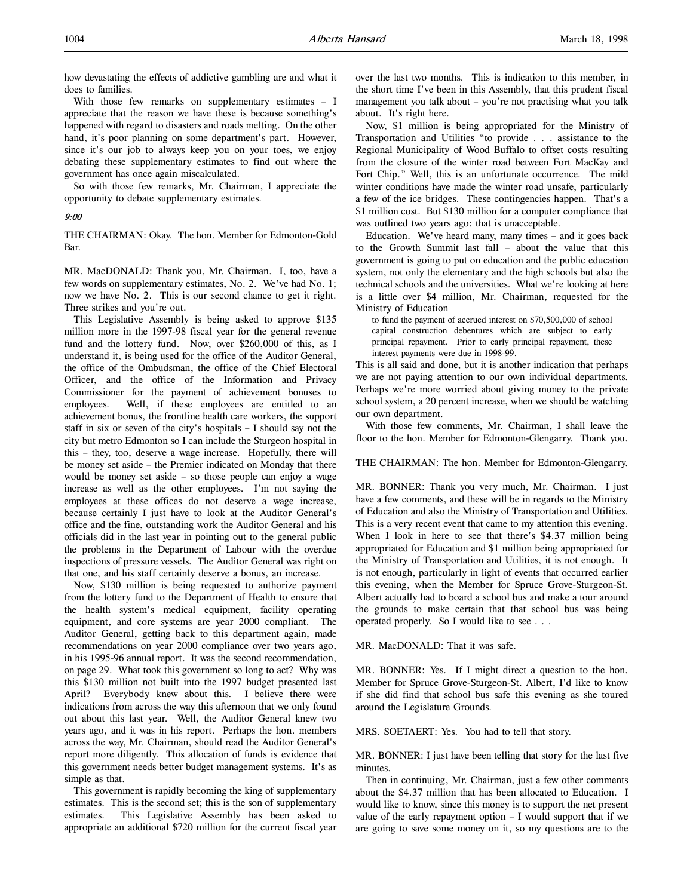how devastating the effects of addictive gambling are and what it does to families.

With those few remarks on supplementary estimates – I appreciate that the reason we have these is because something's happened with regard to disasters and roads melting. On the other hand, it's poor planning on some department's part. However, since it's our job to always keep you on your toes, we enjoy debating these supplementary estimates to find out where the government has once again miscalculated.

So with those few remarks, Mr. Chairman, I appreciate the opportunity to debate supplementary estimates.

*9:00*

THE CHAIRMAN: Okay. The hon. Member for Edmonton-Gold Bar.

MR. MacDONALD: Thank you, Mr. Chairman. I, too, have a few words on supplementary estimates, No. 2. We've had No. 1; now we have No. 2. This is our second chance to get it right. Three strikes and you're out.

This Legislative Assembly is being asked to approve $135 million more in the 1997-98 fiscal year for the general revenue fund and the lottery fund. Now, over $260,000 of this, as I understand it, is being used for the office of the Auditor General, the office of the Ombudsman, the office of the Chief Electoral Officer, and the office of the Information and Privacy Commissioner for the payment of achievement bonuses to employees. Well, if these employees are entitled to an achievement bonus, the frontline health care workers, the support staff in six or seven of the city's hospitals – I should say not the city but metro Edmonton so I can include the Sturgeon hospital in this – they, too, deserve a wage increase. Hopefully, there will be money set aside – the Premier indicated on Monday that there would be money set aside – so those people can enjoy a wage increase as well as the other employees. I'm not saying the employees at these offices do not deserve a wage increase, because certainly I just have to look at the Auditor General's office and the fine, outstanding work the Auditor General and his officials did in the last year in pointing out to the general public the problems in the Department of Labour with the overdue inspections of pressure vessels. The Auditor General was right on that one, and his staff certainly deserve a bonus, an increase.

Now, $130 million is being requested to authorize payment from the lottery fund to the Department of Health to ensure that the health system's medical equipment, facility operating equipment, and core systems are year 2000 compliant. The Auditor General, getting back to this department again, made recommendations on year 2000 compliance over two years ago, in his 1995-96 annual report. It was the second recommendation, on page 29. What took this government so long to act? Why was this $130 million not built into the 1997 budget presented last April? Everybody knew about this. I believe there were indications from across the way this afternoon that we only found out about this last year. Well, the Auditor General knew two years ago, and it was in his report. Perhaps the hon. members across the way, Mr. Chairman, should read the Auditor General's report more diligently. This allocation of funds is evidence that this government needs better budget management systems. It's as simple as that.

This government is rapidly becoming the king of supplementary estimates. This is the second set; this is the son of supplementary estimates. This Legislative Assembly has been asked to appropriate an additional $720 million for the current fiscal year over the last two months. This is indication to this member, in the short time I've been in this Assembly, that this prudent fiscal management you talk about – you're not practising what you talk about. It's right here.

Now, $1 million is being appropriated for the Ministry of Transportation and Utilities "to provide . . . assistance to the Regional Municipality of Wood Buffalo to offset costs resulting from the closure of the winter road between Fort MacKay and Fort Chip." Well, this is an unfortunate occurrence. The mild winter conditions have made the winter road unsafe, particularly a few of the ice bridges. These contingencies happen. That's a $1 million cost. But $130 million for a computer compliance that was outlined two years ago: that is unacceptable.

Education. We've heard many, many times – and it goes back to the Growth Summit last fall – about the value that this government is going to put on education and the public education system, not only the elementary and the high schools but also the technical schools and the universities. What we're looking at here is a little over $4 million, Mr. Chairman, requested for the Ministry of Education

> to fund the payment of accrued interest on $70,500,000 of school capital construction debentures which are subject to early principal repayment. Prior to early principal repayment, these interest payments were due in 1998-99.

This is all said and done, but it is another indication that perhaps we are not paying attention to our own individual departments. Perhaps we're more worried about giving money to the private school system, a 20 percent increase, when we should be watching our own department.

With those few comments, Mr. Chairman, I shall leave the floor to the hon. Member for Edmonton-Glengarry. Thank you.

THE CHAIRMAN: The hon. Member for Edmonton-Glengarry.

MR. BONNER: Thank you very much, Mr. Chairman. I just have a few comments, and these will be in regards to the Ministry of Education and also the Ministry of Transportation and Utilities. This is a very recent event that came to my attention this evening. When I look in here to see that there's $4.37 million being appropriated for Education and $1 million being appropriated for the Ministry of Transportation and Utilities, it is not enough. It is not enough, particularly in light of events that occurred earlier this evening, when the Member for Spruce Grove-Sturgeon-St. Albert actually had to board a school bus and make a tour around the grounds to make certain that that school bus was being operated properly. So I would like to see . . .

MR. MacDONALD: That it was safe.

MR. BONNER: Yes. If I might direct a question to the hon. Member for Spruce Grove-Sturgeon-St. Albert, I'd like to know if she did find that school bus safe this evening as she toured around the Legislature Grounds.

MRS. SOETAERT: Yes. You had to tell that story.

MR. BONNER: I just have been telling that story for the last five minutes.

Then in continuing, Mr. Chairman, just a few other comments about the $4.37 million that has been allocated to Education. I would like to know, since this money is to support the net present value of the early repayment option – I would support that if we are going to save some money on it, so my questions are to the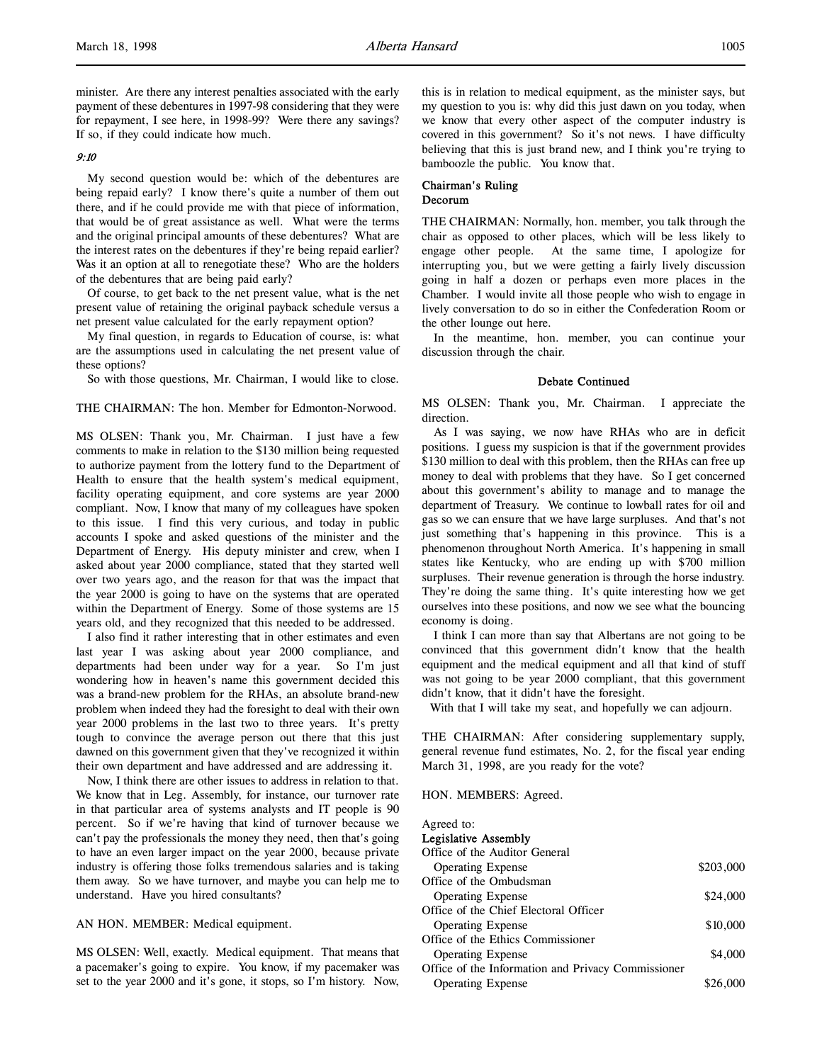minister. Are there any interest penalties associated with the early payment of these debentures in 1997-98 considering that they were for repayment, I see here, in 1998-99? Were there any savings? If so, if they could indicate how much.

*9:10*

My second question would be: which of the debentures are being repaid early? I know there's quite a number of them out there, and if he could provide me with that piece of information, that would be of great assistance as well. What were the terms and the original principal amounts of these debentures? What are the interest rates on the debentures if they're being repaid earlier? Was it an option at all to renegotiate these? Who are the holders of the debentures that are being paid early?

Of course, to get back to the net present value, what is the net present value of retaining the original payback schedule versus a net present value calculated for the early repayment option?

My final question, in regards to Education of course, is: what are the assumptions used in calculating the net present value of these options?

So with those questions, Mr. Chairman, I would like to close.

THE CHAIRMAN: The hon. Member for Edmonton-Norwood.

MS OLSEN: Thank you, Mr. Chairman. I just have a few comments to make in relation to the $130 million being requested to authorize payment from the lottery fund to the Department of Health to ensure that the health system's medical equipment, facility operating equipment, and core systems are year 2000 compliant. Now, I know that many of my colleagues have spoken to this issue. I find this very curious, and today in public accounts I spoke and asked questions of the minister and the Department of Energy. His deputy minister and crew, when I asked about year 2000 compliance, stated that they started well over two years ago, and the reason for that was the impact that the year 2000 is going to have on the systems that are operated within the Department of Energy. Some of those systems are 15 years old, and they recognized that this needed to be addressed.

I also find it rather interesting that in other estimates and even last year I was asking about year 2000 compliance, and departments had been under way for a year. So I'm just wondering how in heaven's name this government decided this was a brand-new problem for the RHAs, an absolute brand-new problem when indeed they had the foresight to deal with their own year 2000 problems in the last two to three years. It's pretty tough to convince the average person out there that this just dawned on this government given that they've recognized it within their own department and have addressed and are addressing it.

Now, I think there are other issues to address in relation to that. We know that in Leg. Assembly, for instance, our turnover rate in that particular area of systems analysts and IT people is 90 percent. So if we're having that kind of turnover because we can't pay the professionals the money they need, then that's going to have an even larger impact on the year 2000, because private industry is offering those folks tremendous salaries and is taking them away. So we have turnover, and maybe you can help me to understand. Have you hired consultants?

AN HON. MEMBER: Medical equipment.

MS OLSEN: Well, exactly. Medical equipment. That means that a pacemaker's going to expire. You know, if my pacemaker was set to the year 2000 and it's gone, it stops, so I'm history. Now, this is in relation to medical equipment, as the minister says, but my question to you is: why did this just dawn on you today, when we know that every other aspect of the computer industry is covered in this government? So it's not news. I have difficulty believing that this is just brand new, and I think you're trying to bamboozle the public. You know that.

**Chairman's Ruling**
**Decorum**

THE CHAIRMAN: Normally, hon. member, you talk through the chair as opposed to other places, which will be less likely to engage other people. At the same time, I apologize for interrupting you, but we were getting a fairly lively discussion going in half a dozen or perhaps even more places in the Chamber. I would invite all those people who wish to engage in lively conversation to do so in either the Confederation Room or the other lounge out here.

In the meantime, hon. member, you can continue your discussion through the chair.

**Debate Continued**

MS OLSEN: Thank you, Mr. Chairman. I appreciate the direction.

As I was saying, we now have RHAs who are in deficit positions. I guess my suspicion is that if the government provides $130 million to deal with this problem, then the RHAs can free up money to deal with problems that they have. So I get concerned about this government's ability to manage and to manage the department of Treasury. We continue to lowball rates for oil and gas so we can ensure that we have large surpluses. And that's not just something that's happening in this province. This is a phenomenon throughout North America. It's happening in small states like Kentucky, who are ending up with $700 million surpluses. Their revenue generation is through the horse industry. They're doing the same thing. It's quite interesting how we get ourselves into these positions, and now we see what the bouncing economy is doing.

I think I can more than say that Albertans are not going to be convinced that this government didn't know that the health equipment and the medical equipment and all that kind of stuff was not going to be year 2000 compliant, that this government didn't know, that it didn't have the foresight.

With that I will take my seat, and hopefully we can adjourn.

THE CHAIRMAN: After considering supplementary supply, general revenue fund estimates, No. 2, for the fiscal year ending March 31, 1998, are you ready for the vote?

HON. MEMBERS: Agreed.

Agreed to:

**Legislative Assembly**

| | |
|---|---|
| Office of the Auditor General | |
| Operating Expense | $203,000 |
| Office of the Ombudsman | |
| Operating Expense | $24,000 |
| Office of the Chief Electoral Officer | |
| Operating Expense | $10,000 |
| Office of the Ethics Commissioner | |
| Operating Expense | $4,000 |
| Office of the Information and Privacy Commissioner | |
| Operating Expense | $26,000 |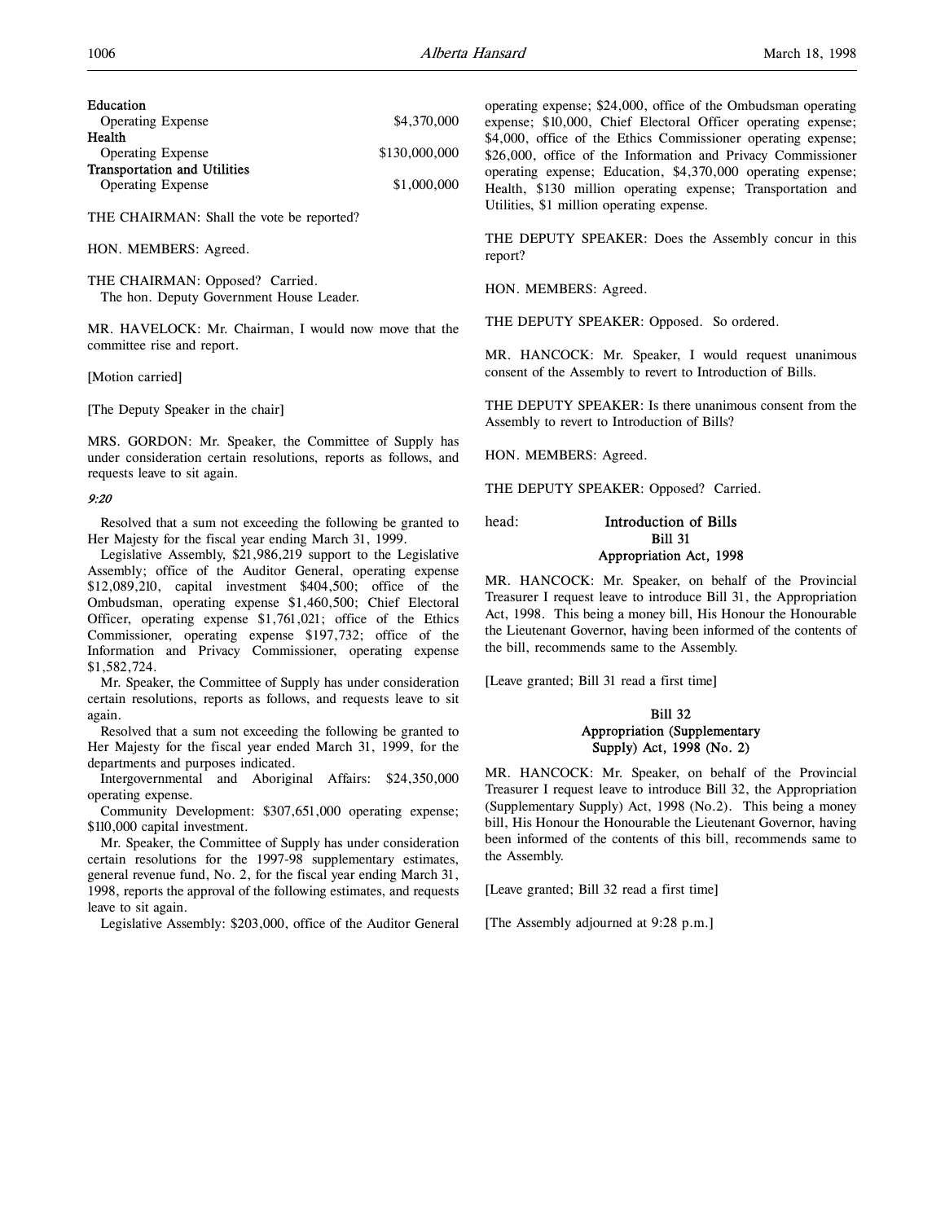| | |
|---|---|
| **Education** | |
| Operating Expense | $4,370,000 |
| **Health** | |
| Operating Expense | $130,000,000 |
| **Transportation and Utilities** | |
| Operating Expense | $1,000,000 |

THE CHAIRMAN: Shall the vote be reported?

HON. MEMBERS: Agreed.

THE CHAIRMAN: Opposed? Carried.
The hon. Deputy Government House Leader.

MR. HAVELOCK: Mr. Chairman, I would now move that the committee rise and report.

[Motion carried]

[The Deputy Speaker in the chair]

MRS. GORDON: Mr. Speaker, the Committee of Supply has under consideration certain resolutions, reports as follows, and requests leave to sit again.

*9:20*

Resolved that a sum not exceeding the following be granted to Her Majesty for the fiscal year ending March 31, 1999.

Legislative Assembly, $21,986,219 support to the Legislative Assembly; office of the Auditor General, operating expense $12,089,210, capital investment $404,500; office of the Ombudsman, operating expense $1,460,500; Chief Electoral Officer, operating expense $1,761,021; office of the Ethics Commissioner, operating expense $197,732; office of the Information and Privacy Commissioner, operating expense $1,582,724.

Mr. Speaker, the Committee of Supply has under consideration certain resolutions, reports as follows, and requests leave to sit again.

Resolved that a sum not exceeding the following be granted to Her Majesty for the fiscal year ended March 31, 1999, for the departments and purposes indicated.

Intergovernmental and Aboriginal Affairs: $24,350,000 operating expense.

Community Development: $307,651,000 operating expense; $110,000 capital investment.

Mr. Speaker, the Committee of Supply has under consideration certain resolutions for the 1997-98 supplementary estimates, general revenue fund, No. 2, for the fiscal year ending March 31, 1998, reports the approval of the following estimates, and requests leave to sit again.

Legislative Assembly: $203,000, office of the Auditor General operating expense; $24,000, office of the Ombudsman operating expense; $10,000, Chief Electoral Officer operating expense; $4,000, office of the Ethics Commissioner operating expense; $26,000, office of the Information and Privacy Commissioner operating expense; Education, $4,370,000 operating expense; Health, $130 million operating expense; Transportation and Utilities, $1 million operating expense.

THE DEPUTY SPEAKER: Does the Assembly concur in this report?

HON. MEMBERS: Agreed.

THE DEPUTY SPEAKER: Opposed. So ordered.

MR. HANCOCK: Mr. Speaker, I would request unanimous consent of the Assembly to revert to Introduction of Bills.

THE DEPUTY SPEAKER: Is there unanimous consent from the Assembly to revert to Introduction of Bills?

HON. MEMBERS: Agreed.

THE DEPUTY SPEAKER: Opposed? Carried.

head: **Introduction of Bills**

## Bill 31
## Appropriation Act, 1998

MR. HANCOCK: Mr. Speaker, on behalf of the Provincial Treasurer I request leave to introduce Bill 31, the Appropriation Act, 1998. This being a money bill, His Honour the Honourable the Lieutenant Governor, having been informed of the contents of the bill, recommends same to the Assembly.

[Leave granted; Bill 31 read a first time]

## Bill 32
## Appropriation (Supplementary Supply) Act, 1998 (No. 2)

MR. HANCOCK: Mr. Speaker, on behalf of the Provincial Treasurer I request leave to introduce Bill 32, the Appropriation (Supplementary Supply) Act, 1998 (No.2). This being a money bill, His Honour the Honourable the Lieutenant Governor, having been informed of the contents of this bill, recommends same to the Assembly.

[Leave granted; Bill 32 read a first time]

[The Assembly adjourned at 9:28 p.m.]